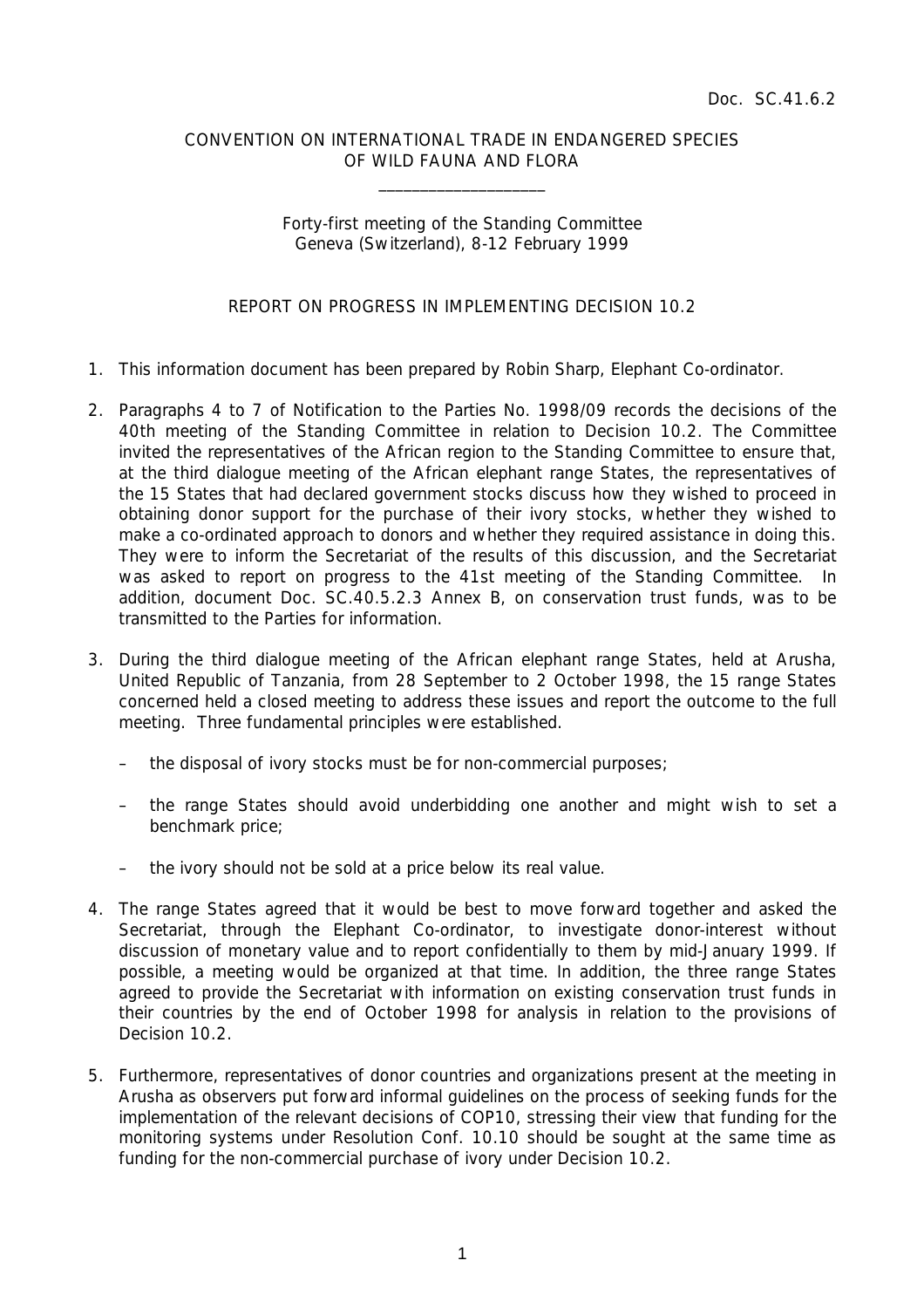Doc. SC.41.6.2

CONVENTION ON INTERNATIONAL TRADE IN ENDANGERED SPECIES
OF WILD FAUNA AND FLORA

\_\_\_\_\_\_\_\_\_\_\_\_\_\_\_\_\_\_\_\_

Forty-first meeting of the Standing Committee
Geneva (Switzerland), 8-12 February 1999

REPORT ON PROGRESS IN IMPLEMENTING DECISION 10.2

1. This information document has been prepared by Robin Sharp, Elephant Co-ordinator.

2. Paragraphs 4 to 7 of Notification to the Parties No. 1998/09 records the decisions of the 40th meeting of the Standing Committee in relation to Decision 10.2. The Committee invited the representatives of the African region to the Standing Committee to ensure that, at the third dialogue meeting of the African elephant range States, the representatives of the 15 States that had declared government stocks discuss how they wished to proceed in obtaining donor support for the purchase of their ivory stocks, whether they wished to make a co-ordinated approach to donors and whether they required assistance in doing this. They were to inform the Secretariat of the results of this discussion, and the Secretariat was asked to report on progress to the 41st meeting of the Standing Committee. In addition, document Doc. SC.40.5.2.3 Annex B, on conservation trust funds, was to be transmitted to the Parties for information.

3. During the third dialogue meeting of the African elephant range States, held at Arusha, United Republic of Tanzania, from 28 September to 2 October 1998, the 15 range States concerned held a closed meeting to address these issues and report the outcome to the full meeting. Three fundamental principles were established.

   – the disposal of ivory stocks must be for non-commercial purposes;

   – the range States should avoid underbidding one another and might wish to set a benchmark price;

   – the ivory should not be sold at a price below its real value.

4. The range States agreed that it would be best to move forward together and asked the Secretariat, through the Elephant Co-ordinator, to investigate donor-interest without discussion of monetary value and to report confidentially to them by mid-January 1999. If possible, a meeting would be organized at that time. In addition, the three range States agreed to provide the Secretariat with information on existing conservation trust funds in their countries by the end of October 1998 for analysis in relation to the provisions of Decision 10.2.

5. Furthermore, representatives of donor countries and organizations present at the meeting in Arusha as observers put forward informal guidelines on the process of seeking funds for the implementation of the relevant decisions of COP10, stressing their view that funding for the monitoring systems under Resolution Conf. 10.10 should be sought at the same time as funding for the non-commercial purchase of ivory under Decision 10.2.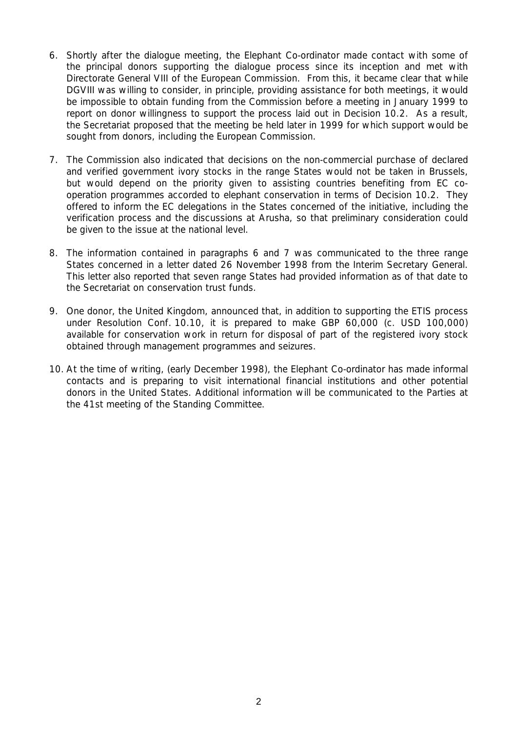6. Shortly after the dialogue meeting, the Elephant Co-ordinator made contact with some of the principal donors supporting the dialogue process since its inception and met with Directorate General VIII of the European Commission. From this, it became clear that while DGVIII was willing to consider, in principle, providing assistance for both meetings, it would be impossible to obtain funding from the Commission before a meeting in January 1999 to report on donor willingness to support the process laid out in Decision 10.2. As a result, the Secretariat proposed that the meeting be held later in 1999 for which support would be sought from donors, including the European Commission.

7. The Commission also indicated that decisions on the non-commercial purchase of declared and verified government ivory stocks in the range States would not be taken in Brussels, but would depend on the priority given to assisting countries benefiting from EC co-operation programmes accorded to elephant conservation in terms of Decision 10.2. They offered to inform the EC delegations in the States concerned of the initiative, including the verification process and the discussions at Arusha, so that preliminary consideration could be given to the issue at the national level.

8. The information contained in paragraphs 6 and 7 was communicated to the three range States concerned in a letter dated 26 November 1998 from the Interim Secretary General. This letter also reported that seven range States had provided information as of that date to the Secretariat on conservation trust funds.

9. One donor, the United Kingdom, announced that, in addition to supporting the ETIS process under Resolution Conf. 10.10, it is prepared to make GBP 60,000 (c. USD 100,000) available for conservation work in return for disposal of part of the registered ivory stock obtained through management programmes and seizures.

10. At the time of writing, (early December 1998), the Elephant Co-ordinator has made informal contacts and is preparing to visit international financial institutions and other potential donors in the United States. Additional information will be communicated to the Parties at the 41st meeting of the Standing Committee.